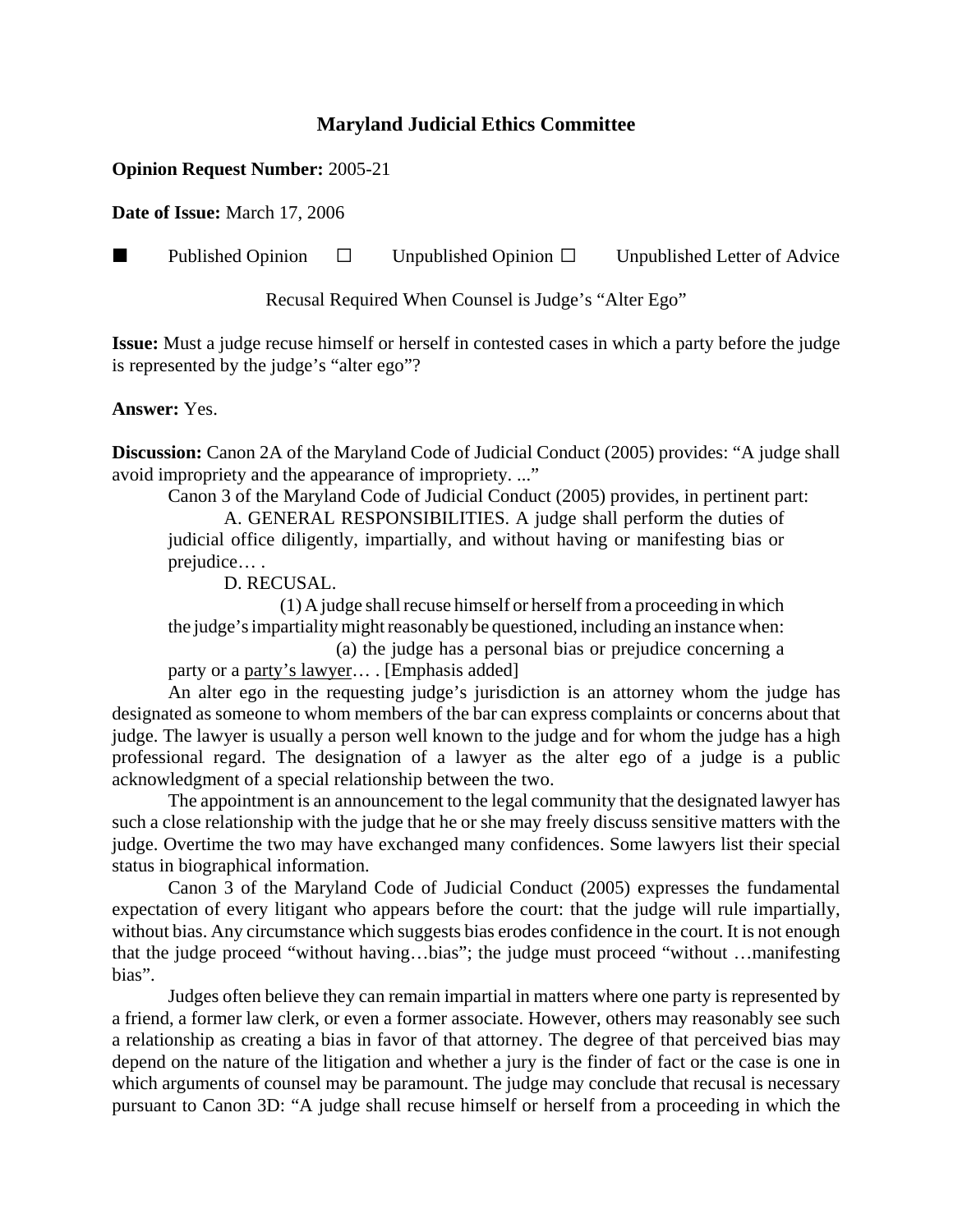# Maryland Judicial Ethics Committee

**Opinion Request Number:** 2005-21

**Date of Issue:** March 17, 2006

■ Published Opinion ☐ Unpublished Opinion ☐ Unpublished Letter of Advice

Recusal Required When Counsel is Judge's "Alter Ego"

**Issue:** Must a judge recuse himself or herself in contested cases in which a party before the judge is represented by the judge's "alter ego"?

**Answer:** Yes.

**Discussion:** Canon 2A of the Maryland Code of Judicial Conduct (2005) provides: "A judge shall avoid impropriety and the appearance of impropriety. ..."

Canon 3 of the Maryland Code of Judicial Conduct (2005) provides, in pertinent part:

> A. GENERAL RESPONSIBILITIES. A judge shall perform the duties of judicial office diligently, impartially, and without having or manifesting bias or prejudice… .
>
> D. RECUSAL.
>
> (1) A judge shall recuse himself or herself from a proceeding in which the judge's impartiality might reasonably be questioned, including an instance when:
>
> (a) the judge has a personal bias or prejudice concerning a party or a <u>party's lawyer</u>… . [Emphasis added]

An alter ego in the requesting judge's jurisdiction is an attorney whom the judge has designated as someone to whom members of the bar can express complaints or concerns about that judge. The lawyer is usually a person well known to the judge and for whom the judge has a high professional regard. The designation of a lawyer as the alter ego of a judge is a public acknowledgment of a special relationship between the two.

The appointment is an announcement to the legal community that the designated lawyer has such a close relationship with the judge that he or she may freely discuss sensitive matters with the judge. Overtime the two may have exchanged many confidences. Some lawyers list their special status in biographical information.

Canon 3 of the Maryland Code of Judicial Conduct (2005) expresses the fundamental expectation of every litigant who appears before the court: that the judge will rule impartially, without bias. Any circumstance which suggests bias erodes confidence in the court. It is not enough that the judge proceed "without having…bias"; the judge must proceed "without …manifesting bias".

Judges often believe they can remain impartial in matters where one party is represented by a friend, a former law clerk, or even a former associate. However, others may reasonably see such a relationship as creating a bias in favor of that attorney. The degree of that perceived bias may depend on the nature of the litigation and whether a jury is the finder of fact or the case is one in which arguments of counsel may be paramount. The judge may conclude that recusal is necessary pursuant to Canon 3D: "A judge shall recuse himself or herself from a proceeding in which the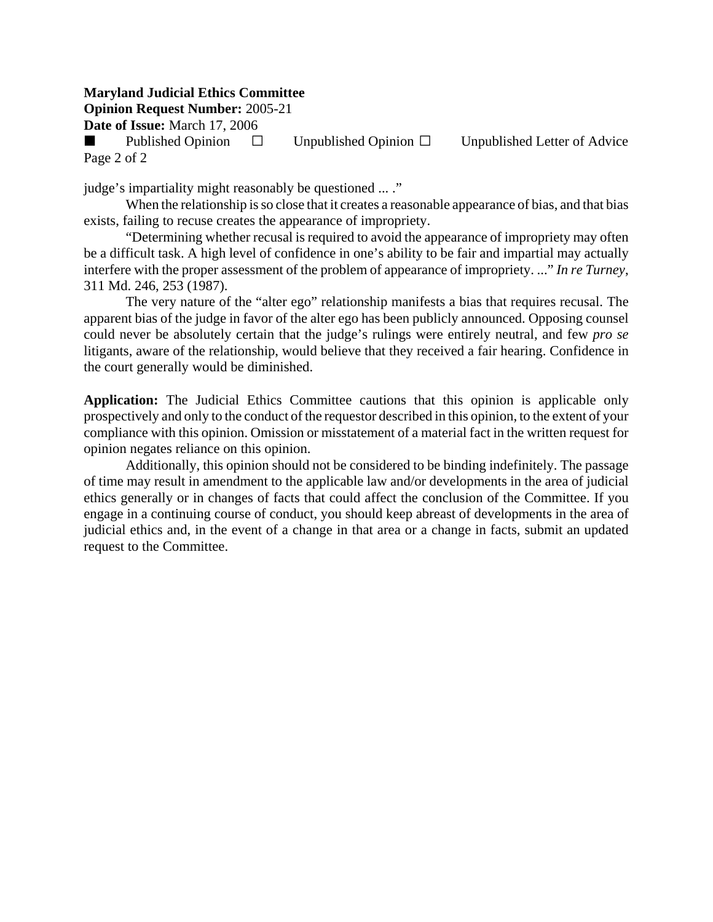judge's impartiality might reasonably be questioned ... ."

When the relationship is so close that it creates a reasonable appearance of bias, and that bias exists, failing to recuse creates the appearance of impropriety.

"Determining whether recusal is required to avoid the appearance of impropriety may often be a difficult task. A high level of confidence in one's ability to be fair and impartial may actually interfere with the proper assessment of the problem of appearance of impropriety. ..." *In re Turney*, 311 Md. 246, 253 (1987).

The very nature of the "alter ego" relationship manifests a bias that requires recusal. The apparent bias of the judge in favor of the alter ego has been publicly announced. Opposing counsel could never be absolutely certain that the judge's rulings were entirely neutral, and few *pro se* litigants, aware of the relationship, would believe that they received a fair hearing. Confidence in the court generally would be diminished.

**Application:** The Judicial Ethics Committee cautions that this opinion is applicable only prospectively and only to the conduct of the requestor described in this opinion, to the extent of your compliance with this opinion. Omission or misstatement of a material fact in the written request for opinion negates reliance on this opinion.

Additionally, this opinion should not be considered to be binding indefinitely. The passage of time may result in amendment to the applicable law and/or developments in the area of judicial ethics generally or in changes of facts that could affect the conclusion of the Committee. If you engage in a continuing course of conduct, you should keep abreast of developments in the area of judicial ethics and, in the event of a change in that area or a change in facts, submit an updated request to the Committee.